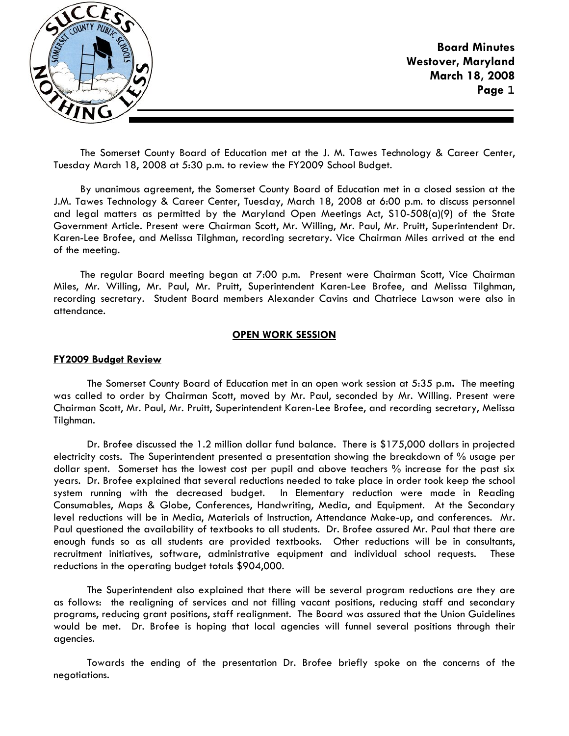**Board Minutes**
**Westover, Maryland**
**March 18, 2008**

The Somerset County Board of Education met at the J. M. Tawes Technology & Career Center, Tuesday March 18, 2008 at 5:30 p.m. to review the FY2009 School Budget.

By unanimous agreement, the Somerset County Board of Education met in a closed session at the J.M. Tawes Technology & Career Center, Tuesday, March 18, 2008 at 6:00 p.m. to discuss personnel and legal matters as permitted by the Maryland Open Meetings Act, S10-508(a)(9) of the State Government Article. Present were Chairman Scott, Mr. Willing, Mr. Paul, Mr. Pruitt, Superintendent Dr. Karen-Lee Brofee, and Melissa Tilghman, recording secretary. Vice Chairman Miles arrived at the end of the meeting.

The regular Board meeting began at 7:00 p.m. Present were Chairman Scott, Vice Chairman Miles, Mr. Willing, Mr. Paul, Mr. Pruitt, Superintendent Karen-Lee Brofee, and Melissa Tilghman, recording secretary. Student Board members Alexander Cavins and Chatriece Lawson were also in attendance.

## OPEN WORK SESSION

### FY2009 Budget Review

The Somerset County Board of Education met in an open work session at 5:35 p.m. The meeting was called to order by Chairman Scott, moved by Mr. Paul, seconded by Mr. Willing. Present were Chairman Scott, Mr. Paul, Mr. Pruitt, Superintendent Karen-Lee Brofee, and recording secretary, Melissa Tilghman.

Dr. Brofee discussed the 1.2 million dollar fund balance. There is $175,000 dollars in projected electricity costs. The Superintendent presented a presentation showing the breakdown of % usage per dollar spent. Somerset has the lowest cost per pupil and above teachers % increase for the past six years. Dr. Brofee explained that several reductions needed to take place in order took keep the school system running with the decreased budget. In Elementary reduction were made in Reading Consumables, Maps & Globe, Conferences, Handwriting, Media, and Equipment. At the Secondary level reductions will be in Media, Materials of Instruction, Attendance Make-up, and conferences. Mr. Paul questioned the availability of textbooks to all students. Dr. Brofee assured Mr. Paul that there are enough funds so as all students are provided textbooks. Other reductions will be in consultants, recruitment initiatives, software, administrative equipment and individual school requests. These reductions in the operating budget totals $904,000.

The Superintendent also explained that there will be several program reductions are they are as follows: the realigning of services and not filling vacant positions, reducing staff and secondary programs, reducing grant positions, staff realignment. The Board was assured that the Union Guidelines would be met. Dr. Brofee is hoping that local agencies will funnel several positions through their agencies.

Towards the ending of the presentation Dr. Brofee briefly spoke on the concerns of the negotiations.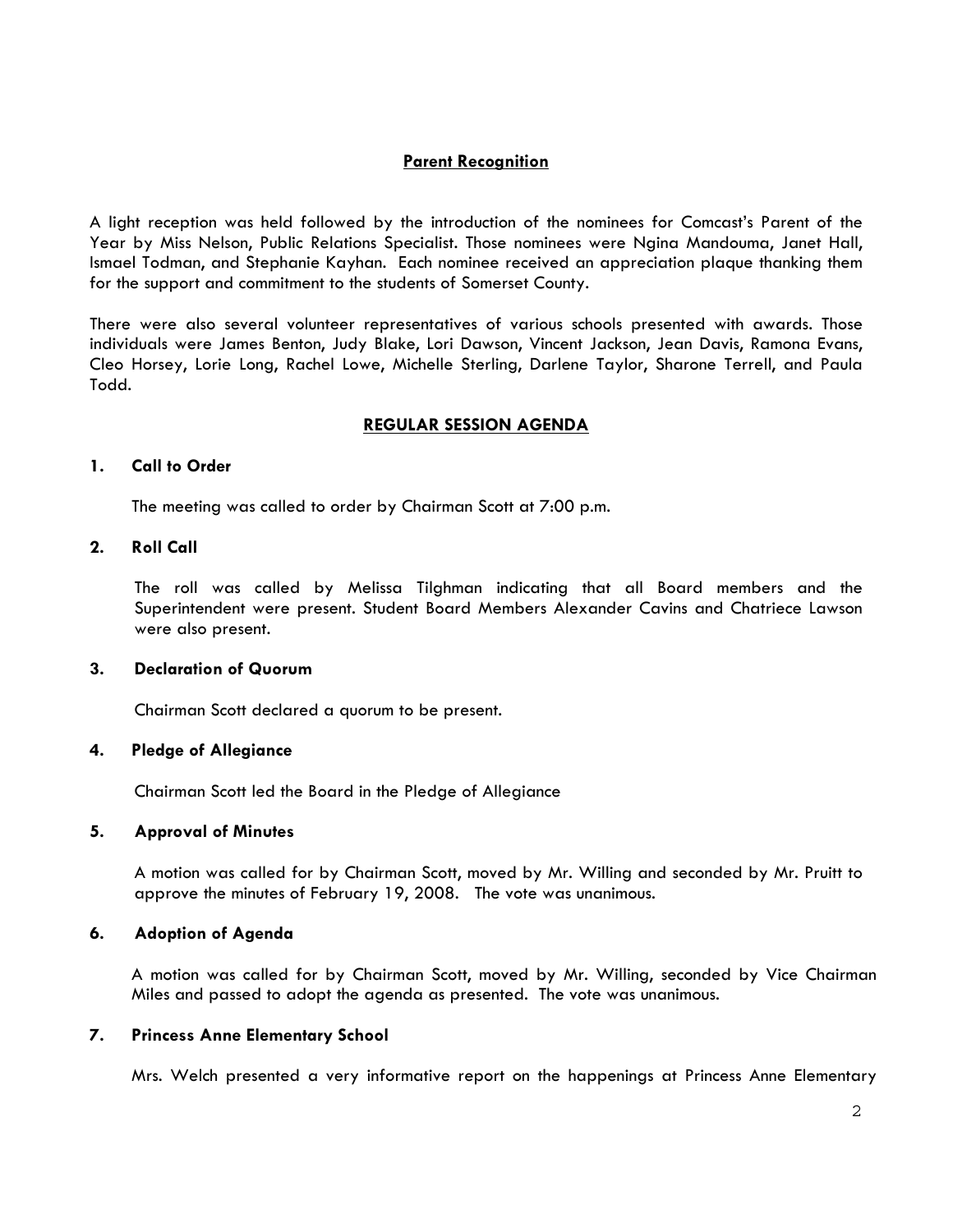**Parent Recognition**

A light reception was held followed by the introduction of the nominees for Comcast's Parent of the Year by Miss Nelson, Public Relations Specialist. Those nominees were Ngina Mandouma, Janet Hall, Ismael Todman, and Stephanie Kayhan. Each nominee received an appreciation plaque thanking them for the support and commitment to the students of Somerset County.

There were also several volunteer representatives of various schools presented with awards. Those individuals were James Benton, Judy Blake, Lori Dawson, Vincent Jackson, Jean Davis, Ramona Evans, Cleo Horsey, Lorie Long, Rachel Lowe, Michelle Sterling, Darlene Taylor, Sharone Terrell, and Paula Todd.

## REGULAR SESSION AGENDA

**1. Call to Order**

The meeting was called to order by Chairman Scott at 7:00 p.m.

**2. Roll Call**

The roll was called by Melissa Tilghman indicating that all Board members and the Superintendent were present. Student Board Members Alexander Cavins and Chatriece Lawson were also present.

**3. Declaration of Quorum**

Chairman Scott declared a quorum to be present.

**4. Pledge of Allegiance**

Chairman Scott led the Board in the Pledge of Allegiance

**5. Approval of Minutes**

A motion was called for by Chairman Scott, moved by Mr. Willing and seconded by Mr. Pruitt to approve the minutes of February 19, 2008. The vote was unanimous.

**6. Adoption of Agenda**

A motion was called for by Chairman Scott, moved by Mr. Willing, seconded by Vice Chairman Miles and passed to adopt the agenda as presented. The vote was unanimous.

**7. Princess Anne Elementary School**

Mrs. Welch presented a very informative report on the happenings at Princess Anne Elementary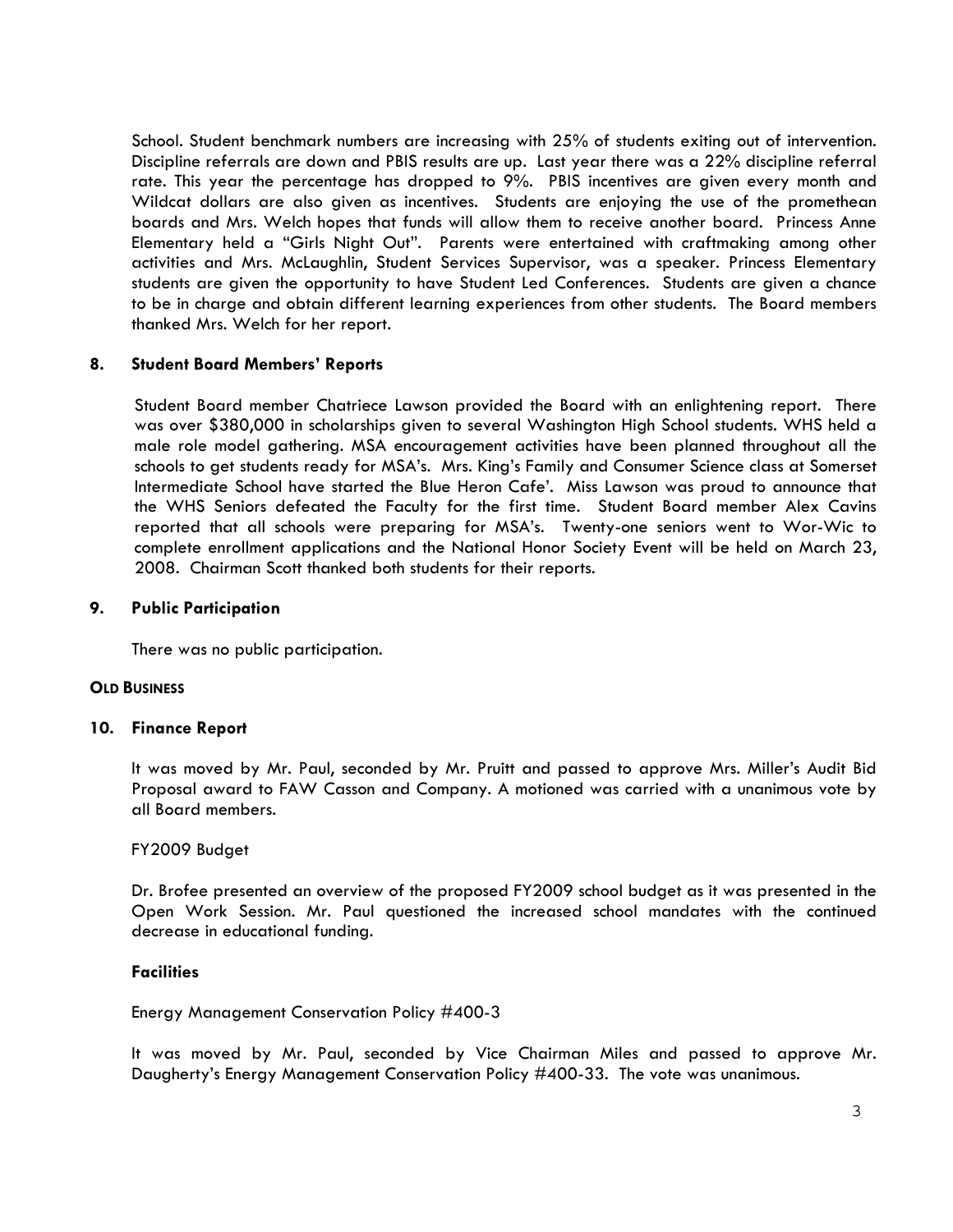School. Student benchmark numbers are increasing with 25% of students exiting out of intervention. Discipline referrals are down and PBIS results are up. Last year there was a 22% discipline referral rate. This year the percentage has dropped to 9%. PBIS incentives are given every month and Wildcat dollars are also given as incentives. Students are enjoying the use of the promethean boards and Mrs. Welch hopes that funds will allow them to receive another board. Princess Anne Elementary held a "Girls Night Out". Parents were entertained with craftmaking among other activities and Mrs. McLaughlin, Student Services Supervisor, was a speaker. Princess Elementary students are given the opportunity to have Student Led Conferences. Students are given a chance to be in charge and obtain different learning experiences from other students. The Board members thanked Mrs. Welch for her report.

**8. Student Board Members' Reports**

Student Board member Chatriece Lawson provided the Board with an enlightening report. There was over $380,000 in scholarships given to several Washington High School students. WHS held a male role model gathering. MSA encouragement activities have been planned throughout all the schools to get students ready for MSA's. Mrs. King's Family and Consumer Science class at Somerset Intermediate School have started the Blue Heron Cafe'. Miss Lawson was proud to announce that the WHS Seniors defeated the Faculty for the first time. Student Board member Alex Cavins reported that all schools were preparing for MSA's. Twenty-one seniors went to Wor-Wic to complete enrollment applications and the National Honor Society Event will be held on March 23, 2008. Chairman Scott thanked both students for their reports.

**9. Public Participation**

There was no public participation.

**OLD BUSINESS**

**10. Finance Report**

It was moved by Mr. Paul, seconded by Mr. Pruitt and passed to approve Mrs. Miller's Audit Bid Proposal award to FAW Casson and Company. A motioned was carried with a unanimous vote by all Board members.

FY2009 Budget

Dr. Brofee presented an overview of the proposed FY2009 school budget as it was presented in the Open Work Session. Mr. Paul questioned the increased school mandates with the continued decrease in educational funding.

**Facilities**

Energy Management Conservation Policy #400-3

It was moved by Mr. Paul, seconded by Vice Chairman Miles and passed to approve Mr. Daugherty's Energy Management Conservation Policy #400-33. The vote was unanimous.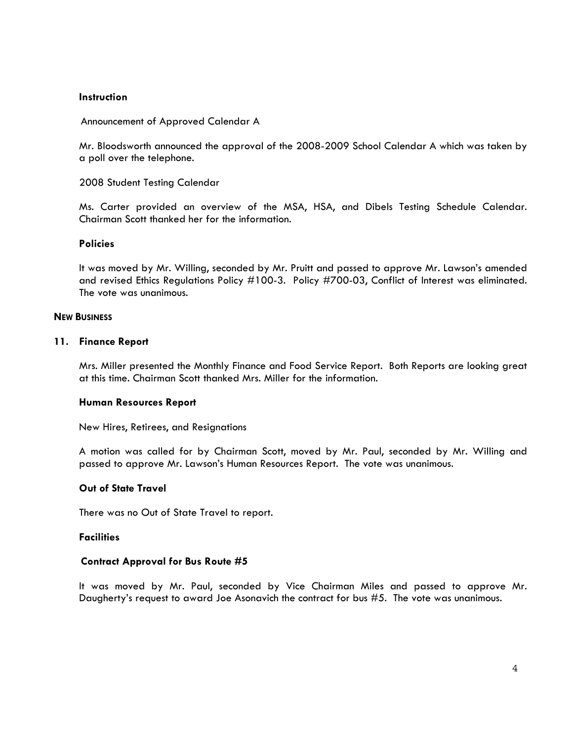**Instruction**

Announcement of Approved Calendar A

Mr. Bloodsworth announced the approval of the 2008-2009 School Calendar A which was taken by a poll over the telephone.

2008 Student Testing Calendar

Ms. Carter provided an overview of the MSA, HSA, and Dibels Testing Schedule Calendar. Chairman Scott thanked her for the information.

**Policies**

It was moved by Mr. Willing, seconded by Mr. Pruitt and passed to approve Mr. Lawson's amended and revised Ethics Regulations Policy #100-3. Policy #700-03, Conflict of Interest was eliminated. The vote was unanimous.

**NEW BUSINESS**

**11. Finance Report**

Mrs. Miller presented the Monthly Finance and Food Service Report. Both Reports are looking great at this time. Chairman Scott thanked Mrs. Miller for the information.

**Human Resources Report**

New Hires, Retirees, and Resignations

A motion was called for by Chairman Scott, moved by Mr. Paul, seconded by Mr. Willing and passed to approve Mr. Lawson's Human Resources Report. The vote was unanimous.

**Out of State Travel**

There was no Out of State Travel to report.

**Facilities**

**Contract Approval for Bus Route #5**

It was moved by Mr. Paul, seconded by Vice Chairman Miles and passed to approve Mr. Daugherty's request to award Joe Asonavich the contract for bus #5. The vote was unanimous.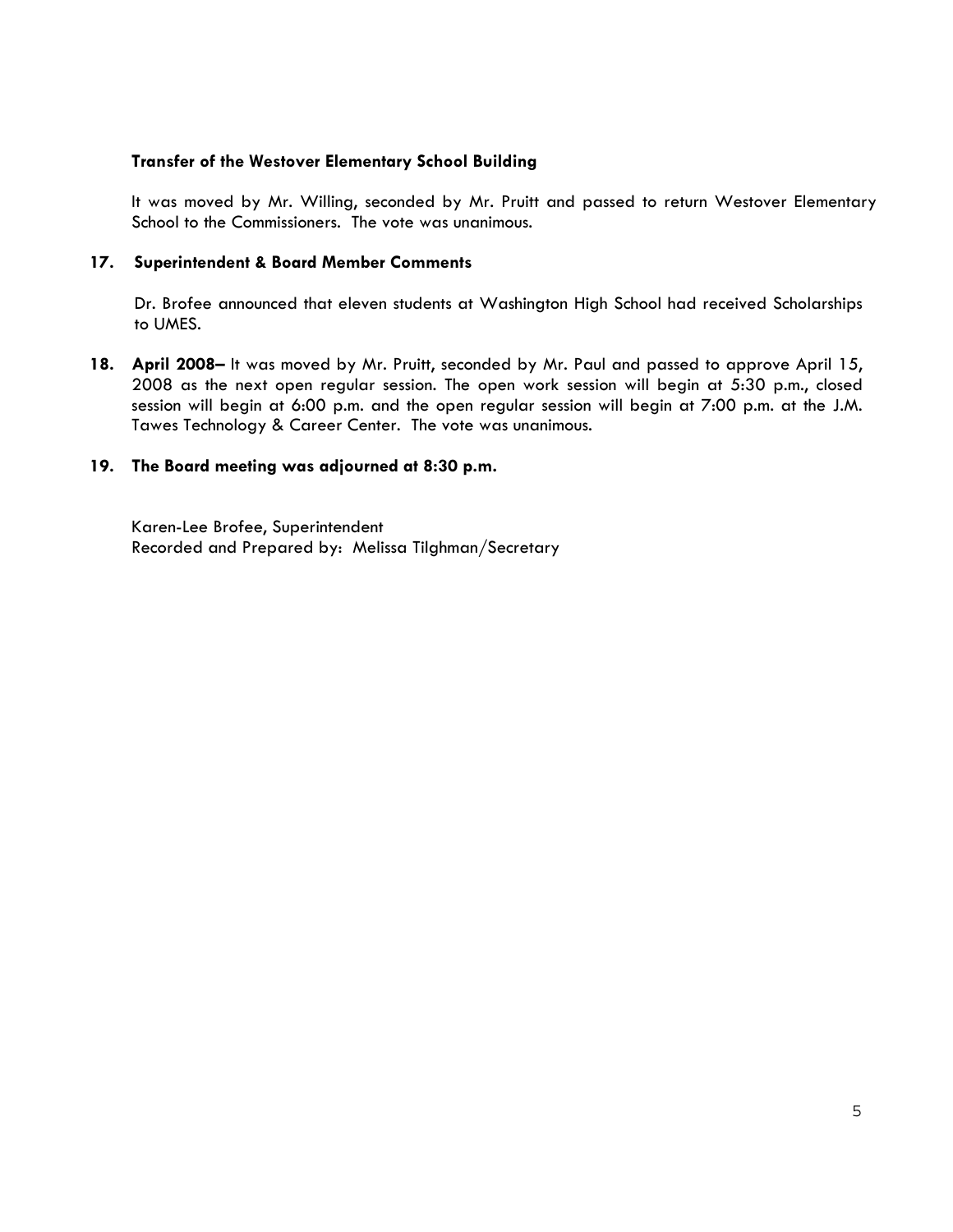**Transfer of the Westover Elementary School Building**

It was moved by Mr. Willing, seconded by Mr. Pruitt and passed to return Westover Elementary School to the Commissioners. The vote was unanimous.

**17. Superintendent & Board Member Comments**

Dr. Brofee announced that eleven students at Washington High School had received Scholarships to UMES.

**18. April 2008–** It was moved by Mr. Pruitt, seconded by Mr. Paul and passed to approve April 15, 2008 as the next open regular session. The open work session will begin at 5:30 p.m., closed session will begin at 6:00 p.m. and the open regular session will begin at 7:00 p.m. at the J.M. Tawes Technology & Career Center. The vote was unanimous.

**19. The Board meeting was adjourned at 8:30 p.m.**

Karen-Lee Brofee, Superintendent
Recorded and Prepared by: Melissa Tilghman/Secretary